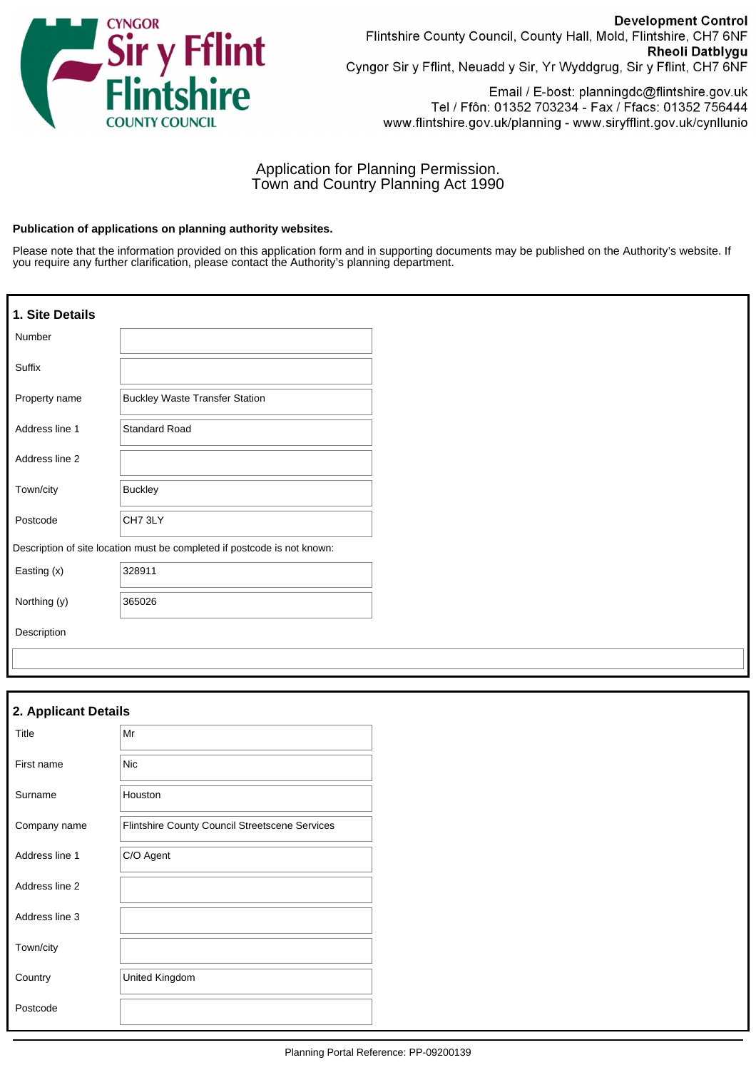**Development Control**
Flintshire County Council, County Hall, Mold, Flintshire, CH7 6NF
**Rheoli Datblygu**
Cyngor Sir y Fflint, Neuadd y Sir, Yr Wyddgrug, Sir y Fflint, CH7 6NF

Email / E-bost: planningdc@flintshire.gov.uk
Tel / Ffôn: 01352 703234 - Fax / Ffacs: 01352 756444
www.flintshire.gov.uk/planning - www.siryfflint.gov.uk/cynllunio

Application for Planning Permission.
Town and Country Planning Act 1990

**Publication of applications on planning authority websites.**

Please note that the information provided on this application form and in supporting documents may be published on the Authority's website. If you require any further clarification, please contact the Authority's planning department.

## 1. Site Details

| Field | Value |
|---|---|
| Number | |
| Suffix | |
| Property name | Buckley Waste Transfer Station |
| Address line 1 | Standard Road |
| Address line 2 | |
| Town/city | Buckley |
| Postcode | CH7 3LY |

Description of site location must be completed if postcode is not known:

| Field | Value |
|---|---|
| Easting (x) | 328911 |
| Northing (y) | 365026 |

Description

## 2. Applicant Details

| Field | Value |
|---|---|
| Title | Mr |
| First name | Nic |
| Surname | Houston |
| Company name | Flintshire County Council Streetscene Services |
| Address line 1 | C/O Agent |
| Address line 2 | |
| Address line 3 | |
| Town/city | |
| Country | United Kingdom |
| Postcode | |

Planning Portal Reference: PP-09200139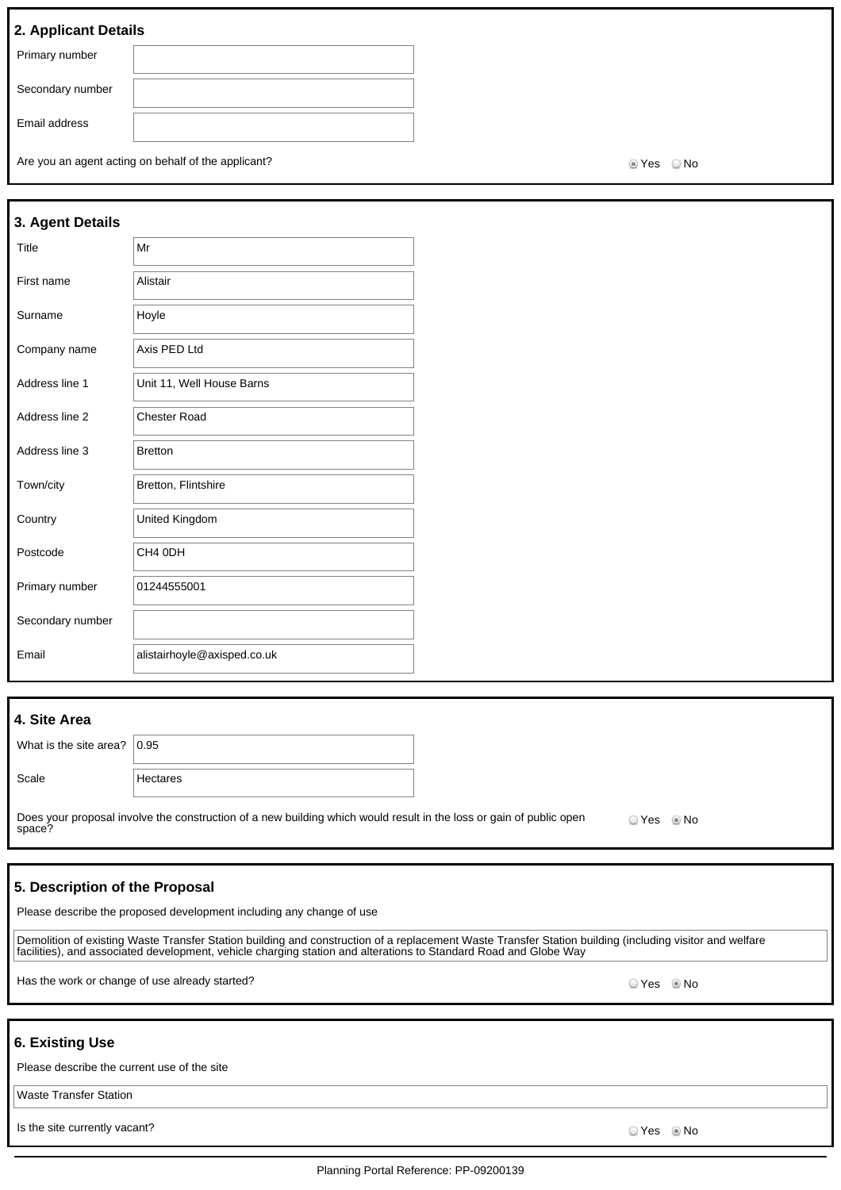## 2. Applicant Details

| Field | Value |
| --- | --- |
| Primary number | |
| Secondary number | |
| Email address | |

Are you an agent acting on behalf of the applicant? ◉ Yes ○ No

## 3. Agent Details

| Field | Value |
| --- | --- |
| Title | Mr |
| First name | Alistair |
| Surname | Hoyle |
| Company name | Axis PED Ltd |
| Address line 1 | Unit 11, Well House Barns |
| Address line 2 | Chester Road |
| Address line 3 | Bretton |
| Town/city | Bretton, Flintshire |
| Country | United Kingdom |
| Postcode | CH4 0DH |
| Primary number | 01244555001 |
| Secondary number | |
| Email | alistairhoyle@axisped.co.uk |

## 4. Site Area

| Field | Value |
| --- | --- |
| What is the site area? | 0.95 |
| Scale | Hectares |

Does your proposal involve the construction of a new building which would result in the loss or gain of public open space? ○ Yes ◉ No

## 5. Description of the Proposal

Please describe the proposed development including any change of use

Demolition of existing Waste Transfer Station building and construction of a replacement Waste Transfer Station building (including visitor and welfare facilities), and associated development, vehicle charging station and alterations to Standard Road and Globe Way

Has the work or change of use already started? ○ Yes ◉ No

## 6. Existing Use

Please describe the current use of the site

Waste Transfer Station

Is the site currently vacant? ○ Yes ◉ No

Planning Portal Reference: PP-09200139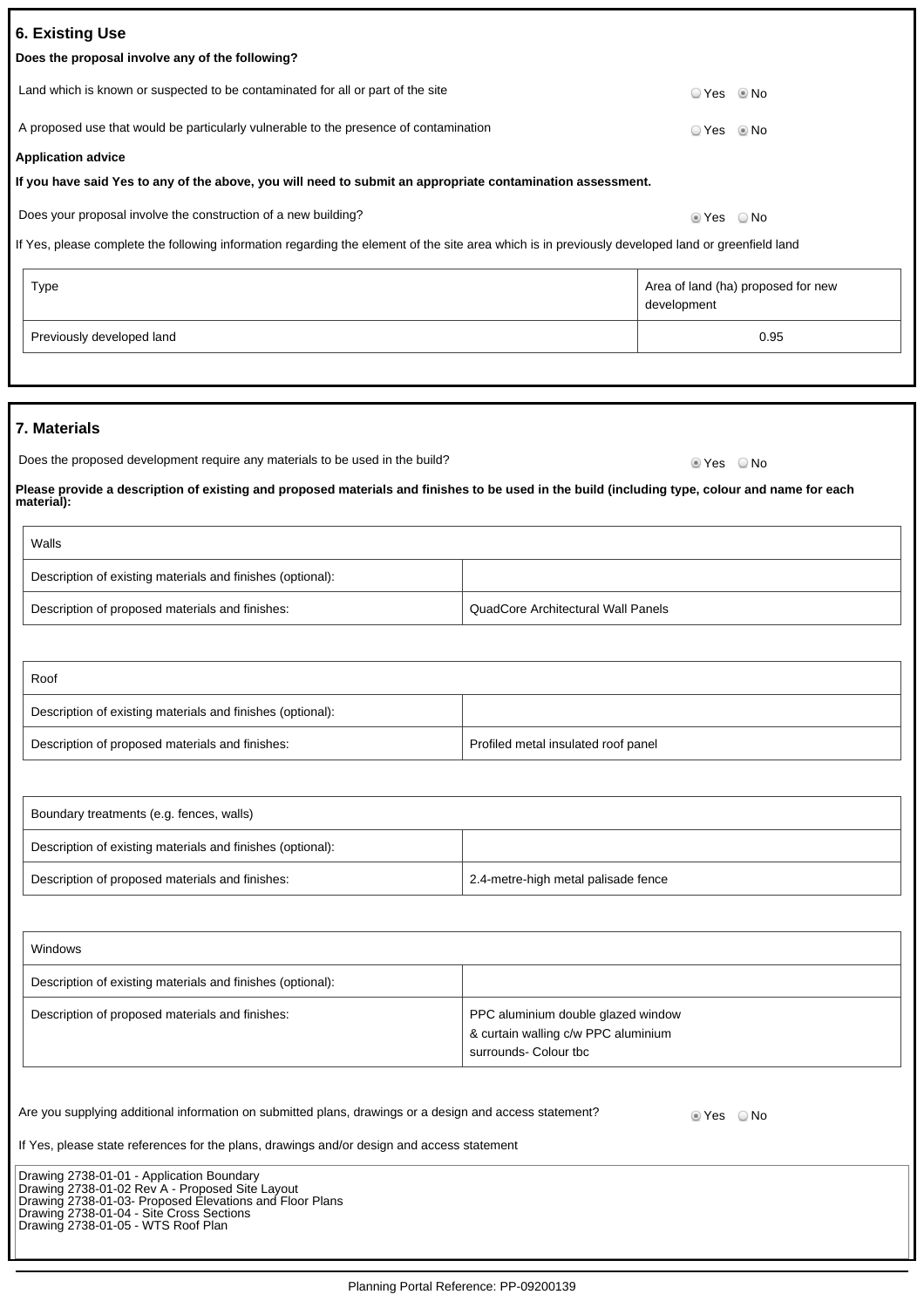## 6. Existing Use

**Does the proposal involve any of the following?**

Land which is known or suspected to be contaminated for all or part of the site — ○ Yes ◉ No

A proposed use that would be particularly vulnerable to the presence of contamination — ○ Yes ◉ No

**Application advice**

**If you have said Yes to any of the above, you will need to submit an appropriate contamination assessment.**

Does your proposal involve the construction of a new building? — ◉ Yes ○ No

If Yes, please complete the following information regarding the element of the site area which is in previously developed land or greenfield land

| Type | Area of land (ha) proposed for new development |
|---|---|
| Previously developed land | 0.95 |

## 7. Materials

Does the proposed development require any materials to be used in the build? — ◉ Yes ○ No

**Please provide a description of existing and proposed materials and finishes to be used in the build (including type, colour and name for each material):**

| Walls | |
|---|---|
| Description of existing materials and finishes (optional): | |
| Description of proposed materials and finishes: | QuadCore Architectural Wall Panels |

| Roof | |
|---|---|
| Description of existing materials and finishes (optional): | |
| Description of proposed materials and finishes: | Profiled metal insulated roof panel |

| Boundary treatments (e.g. fences, walls) | |
|---|---|
| Description of existing materials and finishes (optional): | |
| Description of proposed materials and finishes: | 2.4-metre-high metal palisade fence |

| Windows | |
|---|---|
| Description of existing materials and finishes (optional): | |
| Description of proposed materials and finishes: | PPC aluminium double glazed window & curtain walling c/w PPC aluminium surrounds- Colour tbc |

Are you supplying additional information on submitted plans, drawings or a design and access statement? — ◉ Yes ○ No

If Yes, please state references for the plans, drawings and/or design and access statement

Drawing 2738-01-01 - Application Boundary
Drawing 2738-01-02 Rev A - Proposed Site Layout
Drawing 2738-01-03- Proposed Elevations and Floor Plans
Drawing 2738-01-04 - Site Cross Sections
Drawing 2738-01-05 - WTS Roof Plan

Planning Portal Reference: PP-09200139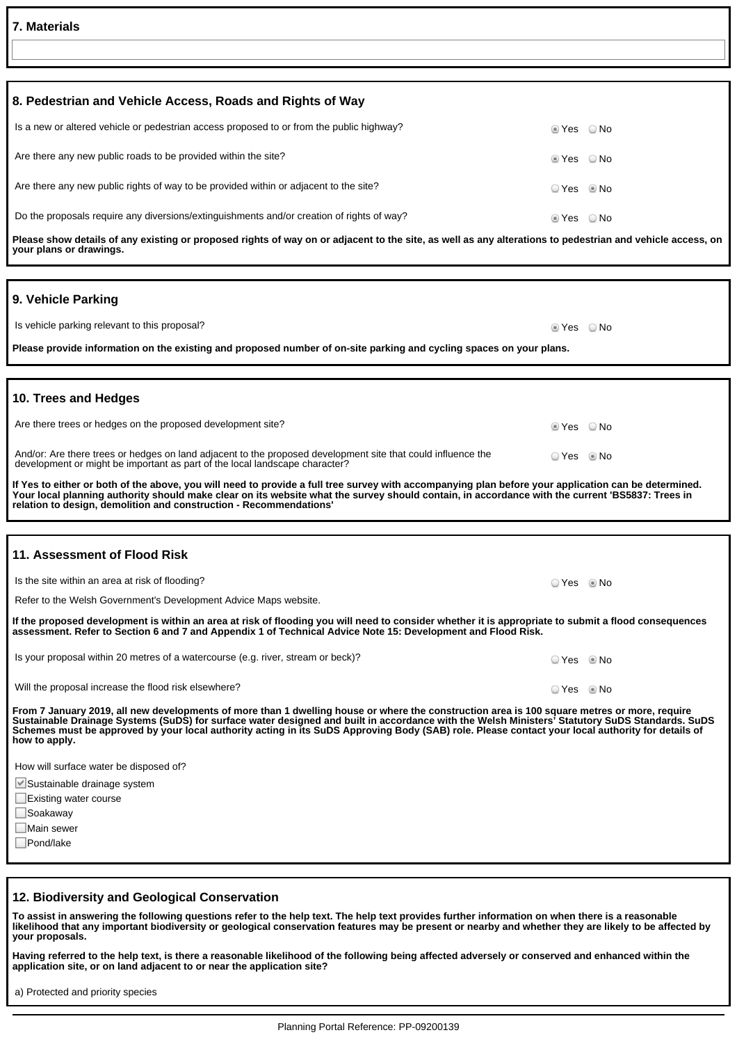## 7. Materials

## 8. Pedestrian and Vehicle Access, Roads and Rights of Way

| | |
|---|---|
| Is a new or altered vehicle or pedestrian access proposed to or from the public highway? | ◉ Yes ○ No |
| Are there any new public roads to be provided within the site? | ◉ Yes ○ No |
| Are there any new public rights of way to be provided within or adjacent to the site? | ○ Yes ◉ No |
| Do the proposals require any diversions/extinguishments and/or creation of rights of way? | ◉ Yes ○ No |

**Please show details of any existing or proposed rights of way on or adjacent to the site, as well as any alterations to pedestrian and vehicle access, on your plans or drawings.**

## 9. Vehicle Parking

| | |
|---|---|
| Is vehicle parking relevant to this proposal? | ◉ Yes ○ No |

**Please provide information on the existing and proposed number of on-site parking and cycling spaces on your plans.**

## 10. Trees and Hedges

| | |
|---|---|
| Are there trees or hedges on the proposed development site? | ◉ Yes ○ No |
| And/or: Are there trees or hedges on land adjacent to the proposed development site that could influence the development or might be important as part of the local landscape character? | ○ Yes ◉ No |

**If Yes to either or both of the above, you will need to provide a full tree survey with accompanying plan before your application can be determined. Your local planning authority should make clear on its website what the survey should contain, in accordance with the current 'BS5837: Trees in relation to design, demolition and construction - Recommendations'**

## 11. Assessment of Flood Risk

| | |
|---|---|
| Is the site within an area at risk of flooding? | ○ Yes ◉ No |

Refer to the Welsh Government's Development Advice Maps website.

**If the proposed development is within an area at risk of flooding you will need to consider whether it is appropriate to submit a flood consequences assessment. Refer to Section 6 and 7 and Appendix 1 of Technical Advice Note 15: Development and Flood Risk.**

| | |
|---|---|
| Is your proposal within 20 metres of a watercourse (e.g. river, stream or beck)? | ○ Yes ◉ No |
| Will the proposal increase the flood risk elsewhere? | ○ Yes ◉ No |

**From 7 January 2019, all new developments of more than 1 dwelling house or where the construction area is 100 square metres or more, require Sustainable Drainage Systems (SuDS) for surface water designed and built in accordance with the Welsh Ministers' Statutory SuDS Standards. SuDS Schemes must be approved by your local authority acting in its SuDS Approving Body (SAB) role. Please contact your local authority for details of how to apply.**

How will surface water be disposed of?

- [x] Sustainable drainage system
- [ ] Existing water course
- [ ] Soakaway
- [ ] Main sewer
- [ ] Pond/lake

## 12. Biodiversity and Geological Conservation

**To assist in answering the following questions refer to the help text. The help text provides further information on when there is a reasonable likelihood that any important biodiversity or geological conservation features may be present or nearby and whether they are likely to be affected by your proposals.**

**Having referred to the help text, is there a reasonable likelihood of the following being affected adversely or conserved and enhanced within the application site, or on land adjacent to or near the application site?**

a) Protected and priority species

Planning Portal Reference: PP-09200139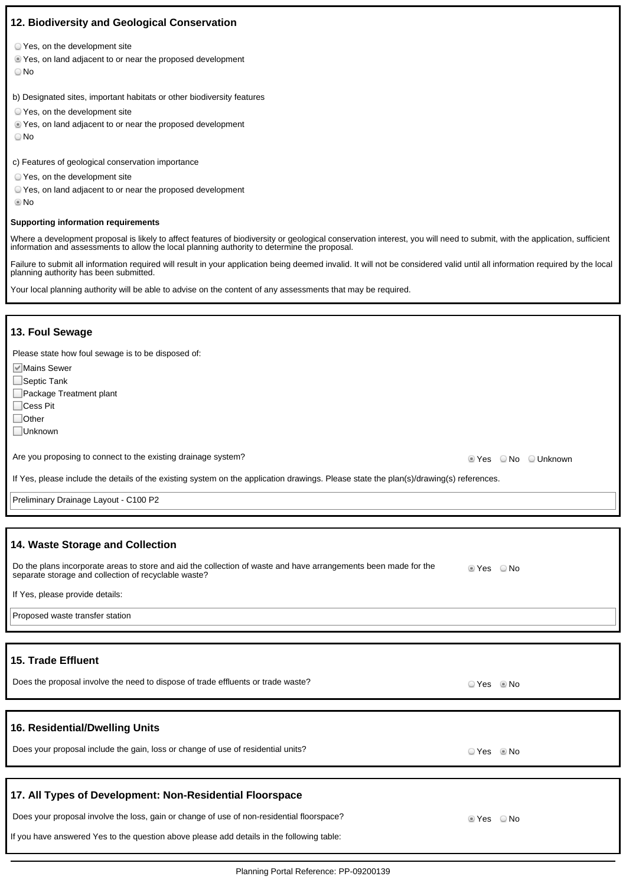## 12. Biodiversity and Geological Conservation

- ○ Yes, on the development site
- ◉ Yes, on land adjacent to or near the proposed development
- ○ No

b) Designated sites, important habitats or other biodiversity features

- ○ Yes, on the development site
- ◉ Yes, on land adjacent to or near the proposed development
- ○ No

c) Features of geological conservation importance

- ○ Yes, on the development site
- ○ Yes, on land adjacent to or near the proposed development
- ◉ No

**Supporting information requirements**

Where a development proposal is likely to affect features of biodiversity or geological conservation interest, you will need to submit, with the application, sufficient information and assessments to allow the local planning authority to determine the proposal.

Failure to submit all information required will result in your application being deemed invalid. It will not be considered valid until all information required by the local planning authority has been submitted.

Your local planning authority will be able to advise on the content of any assessments that may be required.

## 13. Foul Sewage

Please state how foul sewage is to be disposed of:

- [x] Mains Sewer
- [ ] Septic Tank
- [ ] Package Treatment plant
- [ ] Cess Pit
- [ ] Other
- [ ] Unknown

Are you proposing to connect to the existing drainage system? ◉ Yes ○ No ○ Unknown

If Yes, please include the details of the existing system on the application drawings. Please state the plan(s)/drawing(s) references.

Preliminary Drainage Layout - C100 P2

## 14. Waste Storage and Collection

Do the plans incorporate areas to store and aid the collection of waste and have arrangements been made for the separate storage and collection of recyclable waste? ◉ Yes ○ No

If Yes, please provide details:

Proposed waste transfer station

## 15. Trade Effluent

Does the proposal involve the need to dispose of trade effluents or trade waste? ○ Yes ◉ No

## 16. Residential/Dwelling Units

Does your proposal include the gain, loss or change of use of residential units? ○ Yes ◉ No

## 17. All Types of Development: Non-Residential Floorspace

Does your proposal involve the loss, gain or change of use of non-residential floorspace? ◉ Yes ○ No

If you have answered Yes to the question above please add details in the following table:

Planning Portal Reference: PP-09200139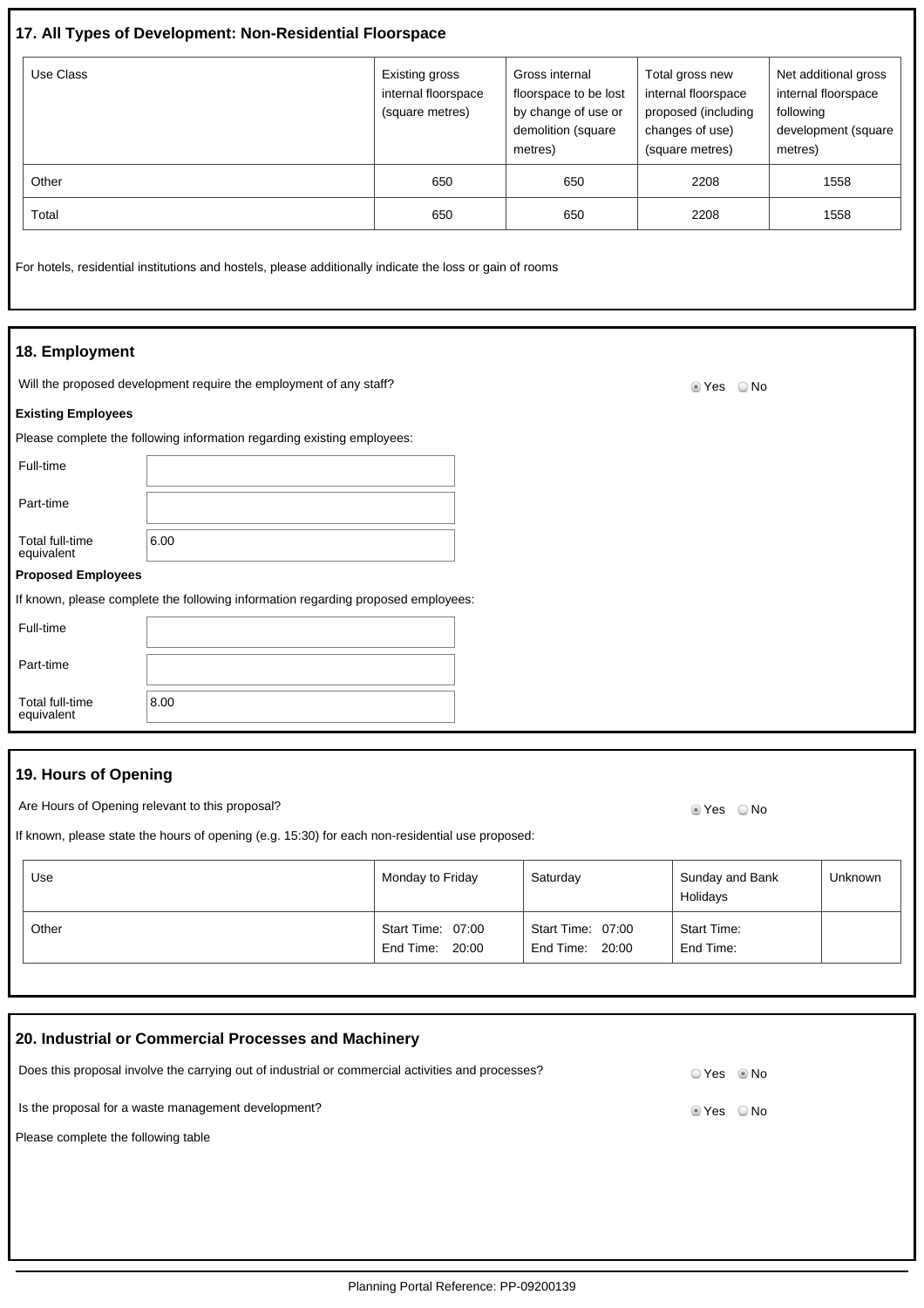## 17. All Types of Development: Non-Residential Floorspace

| Use Class | Existing gross internal floorspace (square metres) | Gross internal floorspace to be lost by change of use or demolition (square metres) | Total gross new internal floorspace proposed (including changes of use) (square metres) | Net additional gross internal floorspace following development (square metres) |
|---|---|---|---|---|
| Other | 650 | 650 | 2208 | 1558 |
| Total | 650 | 650 | 2208 | 1558 |

For hotels, residential institutions and hostels, please additionally indicate the loss or gain of rooms

## 18. Employment

Will the proposed development require the employment of any staff? ◉ Yes ○ No

**Existing Employees**

Please complete the following information regarding existing employees:

| | |
|---|---|
| Full-time | |
| Part-time | |
| Total full-time equivalent | 6.00 |

**Proposed Employees**

If known, please complete the following information regarding proposed employees:

| | |
|---|---|
| Full-time | |
| Part-time | |
| Total full-time equivalent | 8.00 |

## 19. Hours of Opening

Are Hours of Opening relevant to this proposal? ◉ Yes ○ No

If known, please state the hours of opening (e.g. 15:30) for each non-residential use proposed:

| Use | Monday to Friday | Saturday | Sunday and Bank Holidays | Unknown |
|---|---|---|---|---|
| Other | Start Time: 07:00<br>End Time: 20:00 | Start Time: 07:00<br>End Time: 20:00 | Start Time:<br>End Time: | |

## 20. Industrial or Commercial Processes and Machinery

Does this proposal involve the carrying out of industrial or commercial activities and processes? ○ Yes ◉ No

Is the proposal for a waste management development? ◉ Yes ○ No

Please complete the following table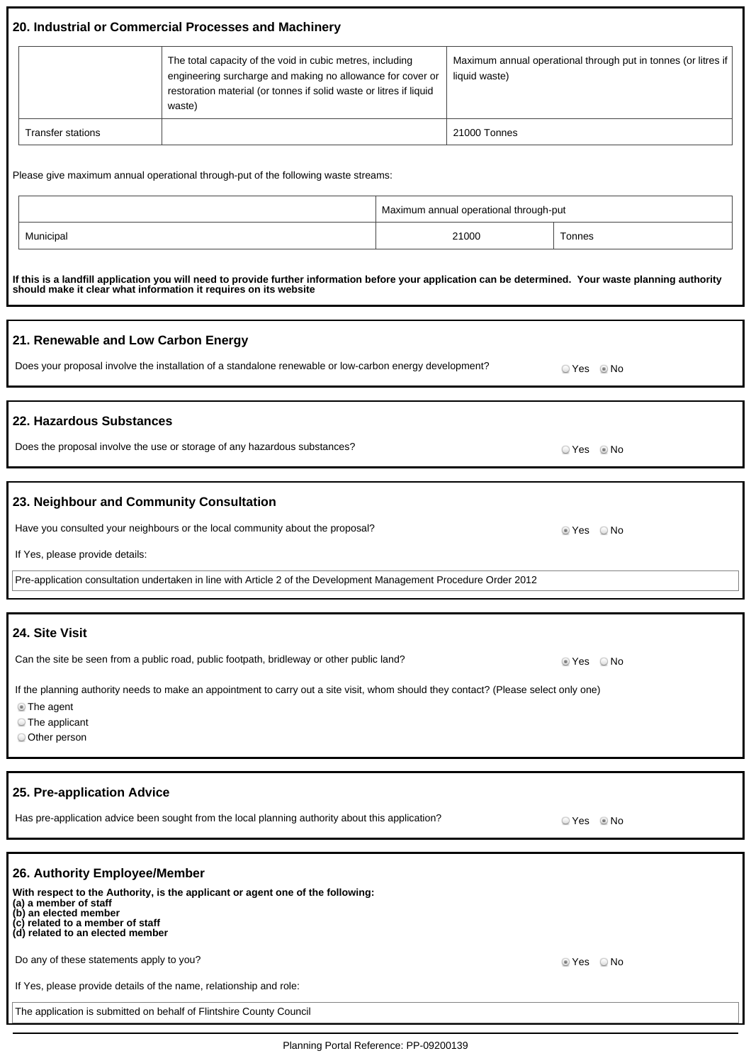## 20. Industrial or Commercial Processes and Machinery

| | The total capacity of the void in cubic metres, including engineering surcharge and making no allowance for cover or restoration material (or tonnes if solid waste or litres if liquid waste) | Maximum annual operational through put in tonnes (or litres if liquid waste) |
|---|---|---|
| Transfer stations | | 21000 Tonnes |

Please give maximum annual operational through-put of the following waste streams:

| | Maximum annual operational through-put | |
|---|---|---|
| Municipal | 21000 | Tonnes |

**If this is a landfill application you will need to provide further information before your application can be determined. Your waste planning authority should make it clear what information it requires on its website**

## 21. Renewable and Low Carbon Energy

Does your proposal involve the installation of a standalone renewable or low-carbon energy development? ○ Yes ◉ No

## 22. Hazardous Substances

Does the proposal involve the use or storage of any hazardous substances? ○ Yes ◉ No

## 23. Neighbour and Community Consultation

Have you consulted your neighbours or the local community about the proposal? ◉ Yes ○ No

If Yes, please provide details:

Pre-application consultation undertaken in line with Article 2 of the Development Management Procedure Order 2012

## 24. Site Visit

Can the site be seen from a public road, public footpath, bridleway or other public land? ◉ Yes ○ No

If the planning authority needs to make an appointment to carry out a site visit, whom should they contact? (Please select only one)

- ◉ The agent
- ○ The applicant
- ○ Other person

## 25. Pre-application Advice

Has pre-application advice been sought from the local planning authority about this application? ○ Yes ◉ No

## 26. Authority Employee/Member

**With respect to the Authority, is the applicant or agent one of the following:**
**(a) a member of staff**
**(b) an elected member**
**(c) related to a member of staff**
**(d) related to an elected member**

Do any of these statements apply to you? ◉ Yes ○ No

If Yes, please provide details of the name, relationship and role:

The application is submitted on behalf of Flintshire County Council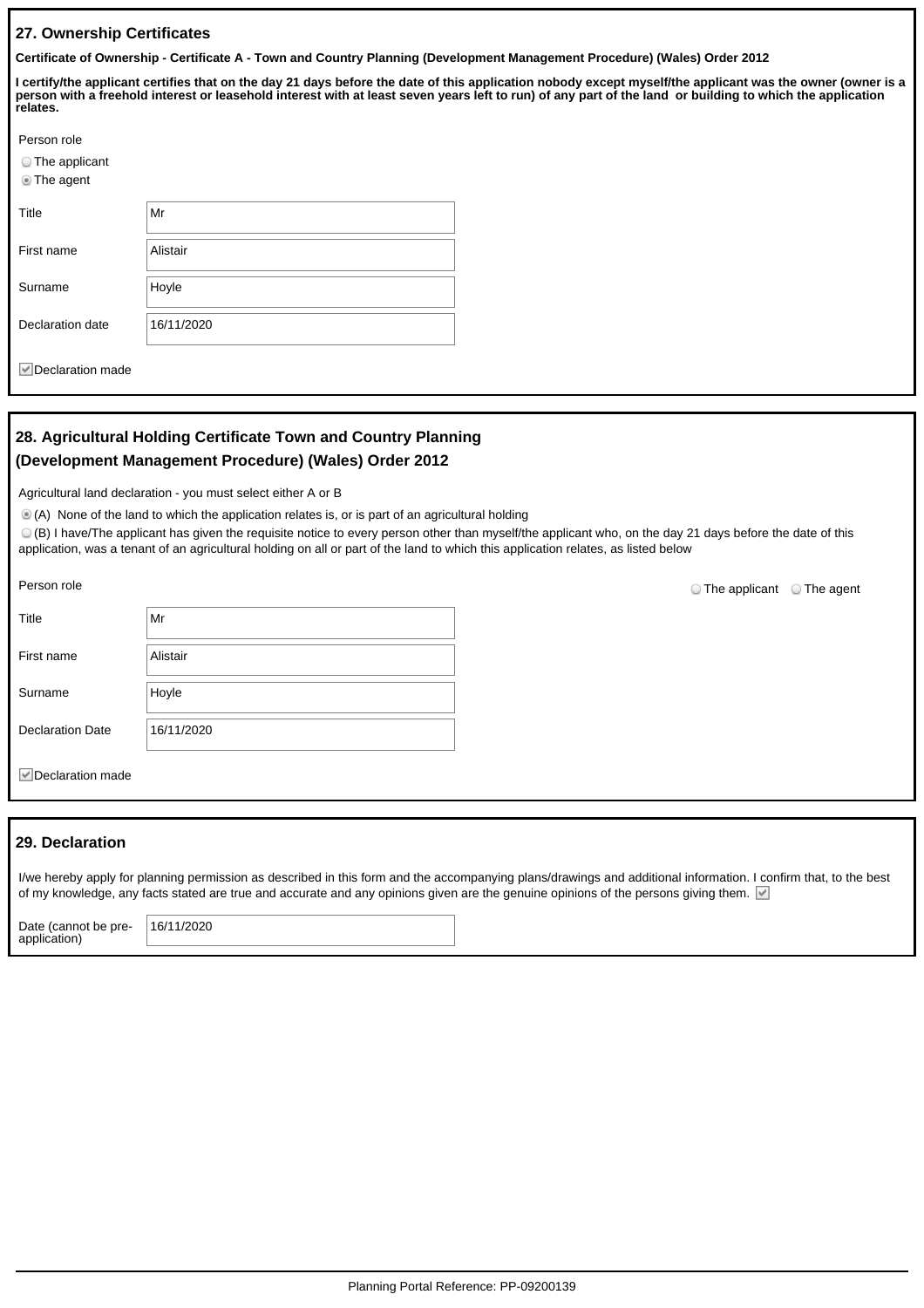## 27. Ownership Certificates

**Certificate of Ownership - Certificate A - Town and Country Planning (Development Management Procedure) (Wales) Order 2012**

**I certify/the applicant certifies that on the day 21 days before the date of this application nobody except myself/the applicant was the owner (owner is a person with a freehold interest or leasehold interest with at least seven years left to run) of any part of the land or building to which the application relates.**

Person role

- ○ The applicant
- ● The agent

| | |
|---|---|
| Title | Mr |
| First name | Alistair |
| Surname | Hoyle |
| Declaration date | 16/11/2020 |

☑ Declaration made

## 28. Agricultural Holding Certificate Town and Country Planning (Development Management Procedure) (Wales) Order 2012

Agricultural land declaration - you must select either A or B

● (A) None of the land to which the application relates is, or is part of an agricultural holding

○ (B) I have/The applicant has given the requisite notice to every person other than myself/the applicant who, on the day 21 days before the date of this application, was a tenant of an agricultural holding on all or part of the land to which this application relates, as listed below

Person role ○ The applicant ○ The agent

| | |
|---|---|
| Title | Mr |
| First name | Alistair |
| Surname | Hoyle |
| Declaration Date | 16/11/2020 |

☑ Declaration made

## 29. Declaration

I/we hereby apply for planning permission as described in this form and the accompanying plans/drawings and additional information. I confirm that, to the best of my knowledge, any facts stated are true and accurate and any opinions given are the genuine opinions of the persons giving them. ☑

| | |
|---|---|
| Date (cannot be pre-application) | 16/11/2020 |

Planning Portal Reference: PP-09200139